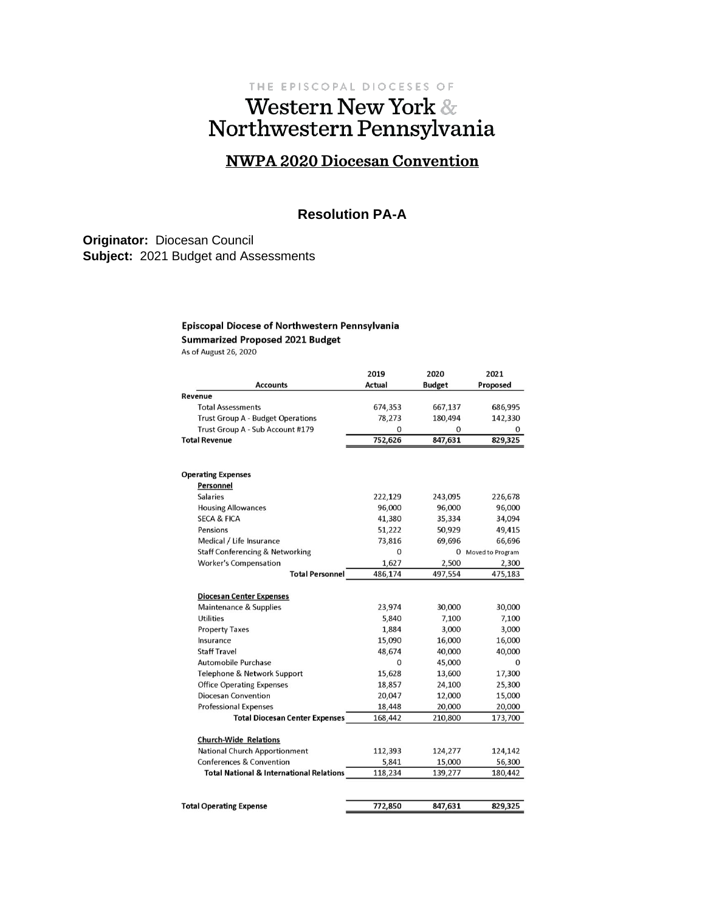THE EPISCOPAL DIOCESES OF

# Western New York & Northwestern Pennsylvania

## NWPA 2020 Diocesan Convention

### Resolution PA-A

**Originator:** Diocesan Council
**Subject:** 2021 Budget and Assessments

**Episcopal Diocese of Northwestern Pennsylvania**
**Summarized Proposed 2021 Budget**
As of August 26, 2020

| Accounts | 2019 Actual | 2020 Budget | 2021 Proposed |
|---|---|---|---|
| **Revenue** | | | |
| Total Assessments | 674,353 | 667,137 | 686,995 |
| Trust Group A - Budget Operations | 78,273 | 180,494 | 142,330 |
| Trust Group A - Sub Account #179 | 0 | 0 | 0 |
| **Total Revenue** | 752,626 | 847,631 | 829,325 |
| | | | |
| **Operating Expenses** | | | |
| **Personnel** | | | |
| Salaries | 222,129 | 243,095 | 226,678 |
| Housing Allowances | 96,000 | 96,000 | 96,000 |
| SECA & FICA | 41,380 | 35,334 | 34,094 |
| Pensions | 51,222 | 50,929 | 49,415 |
| Medical / Life Insurance | 73,816 | 69,696 | 66,696 |
| Staff Conferencing & Networking | 0 | 0 | Moved to Program |
| Worker's Compensation | 1,627 | 2,500 | 2,300 |
| **Total Personnel** | 486,174 | 497,554 | 475,183 |
| | | | |
| **Diocesan Center Expenses** | | | |
| Maintenance & Supplies | 23,974 | 30,000 | 30,000 |
| Utilities | 5,840 | 7,100 | 7,100 |
| Property Taxes | 1,884 | 3,000 | 3,000 |
| Insurance | 15,090 | 16,000 | 16,000 |
| Staff Travel | 48,674 | 40,000 | 40,000 |
| Automobile Purchase | 0 | 45,000 | 0 |
| Telephone & Network Support | 15,628 | 13,600 | 17,300 |
| Office Operating Expenses | 18,857 | 24,100 | 25,300 |
| Diocesan Convention | 20,047 | 12,000 | 15,000 |
| Professional Expenses | 18,448 | 20,000 | 20,000 |
| **Total Diocesan Center Expenses** | 168,442 | 210,800 | 173,700 |
| | | | |
| **Church-Wide Relations** | | | |
| National Church Apportionment | 112,393 | 124,277 | 124,142 |
| Conferences & Convention | 5,841 | 15,000 | 56,300 |
| **Total National & International Relations** | 118,234 | 139,277 | 180,442 |
| | | | |
| **Total Operating Expense** | 772,850 | 847,631 | 829,325 |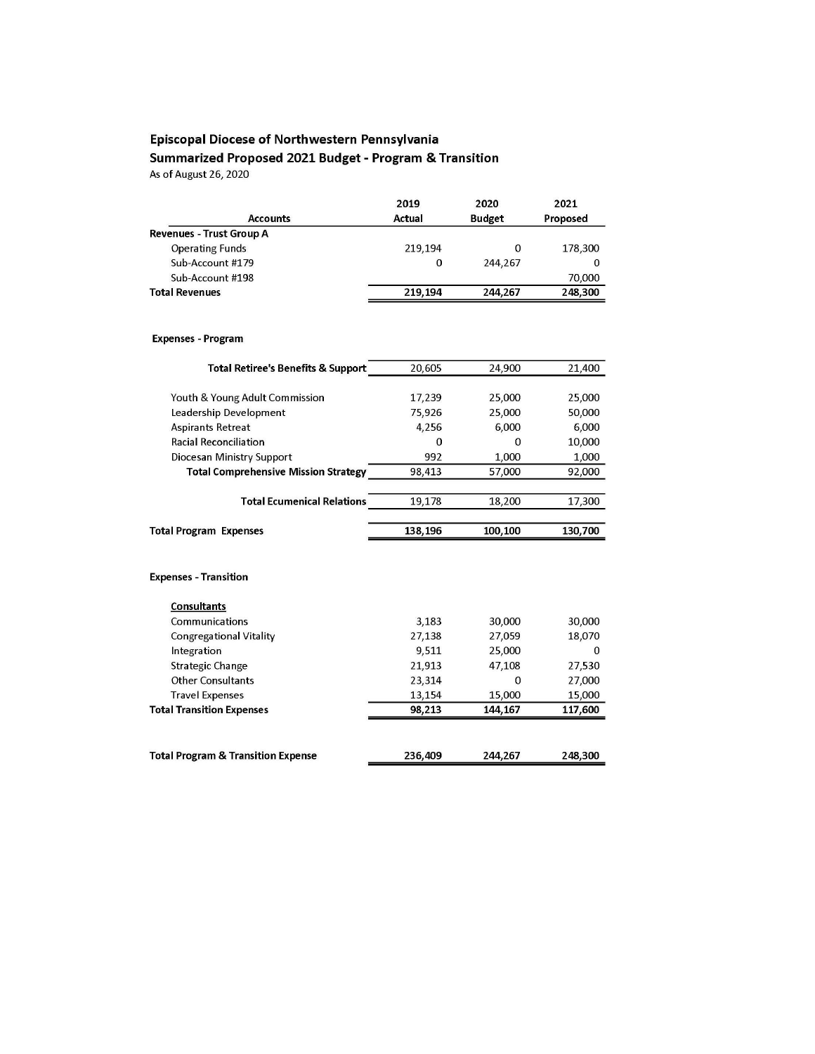## Episcopal Diocese of Northwestern Pennsylvania

### Summarized Proposed 2021 Budget - Program & Transition

As of August 26, 2020

| Accounts | 2019 Actual | 2020 Budget | 2021 Proposed |
|---|---|---|---|
| **Revenues - Trust Group A** | | | |
| Operating Funds | 219,194 | 0 | 178,300 |
| Sub-Account #179 | 0 | 244,267 | 0 |
| Sub-Account #198 | | | 70,000 |
| **Total Revenues** | **219,194** | **244,267** | **248,300** |
| | | | |
| **Expenses - Program** | | | |
| **Total Retiree's Benefits & Support** | 20,605 | 24,900 | 21,400 |
| Youth & Young Adult Commission | 17,239 | 25,000 | 25,000 |
| Leadership Development | 75,926 | 25,000 | 50,000 |
| Aspirants Retreat | 4,256 | 6,000 | 6,000 |
| Racial Reconciliation | 0 | 0 | 10,000 |
| Diocesan Ministry Support | 992 | 1,000 | 1,000 |
| **Total Comprehensive Mission Strategy** | 98,413 | 57,000 | 92,000 |
| **Total Ecumenical Relations** | 19,178 | 18,200 | 17,300 |
| **Total Program Expenses** | **138,196** | **100,100** | **130,700** |
| | | | |
| **Expenses - Transition** | | | |
| **Consultants** | | | |
| Communications | 3,183 | 30,000 | 30,000 |
| Congregational Vitality | 27,138 | 27,059 | 18,070 |
| Integration | 9,511 | 25,000 | 0 |
| Strategic Change | 21,913 | 47,108 | 27,530 |
| Other Consultants | 23,314 | 0 | 27,000 |
| Travel Expenses | 13,154 | 15,000 | 15,000 |
| **Total Transition Expenses** | **98,213** | **144,167** | **117,600** |
| | | | |
| **Total Program & Transition Expense** | **236,409** | **244,267** | **248,300** |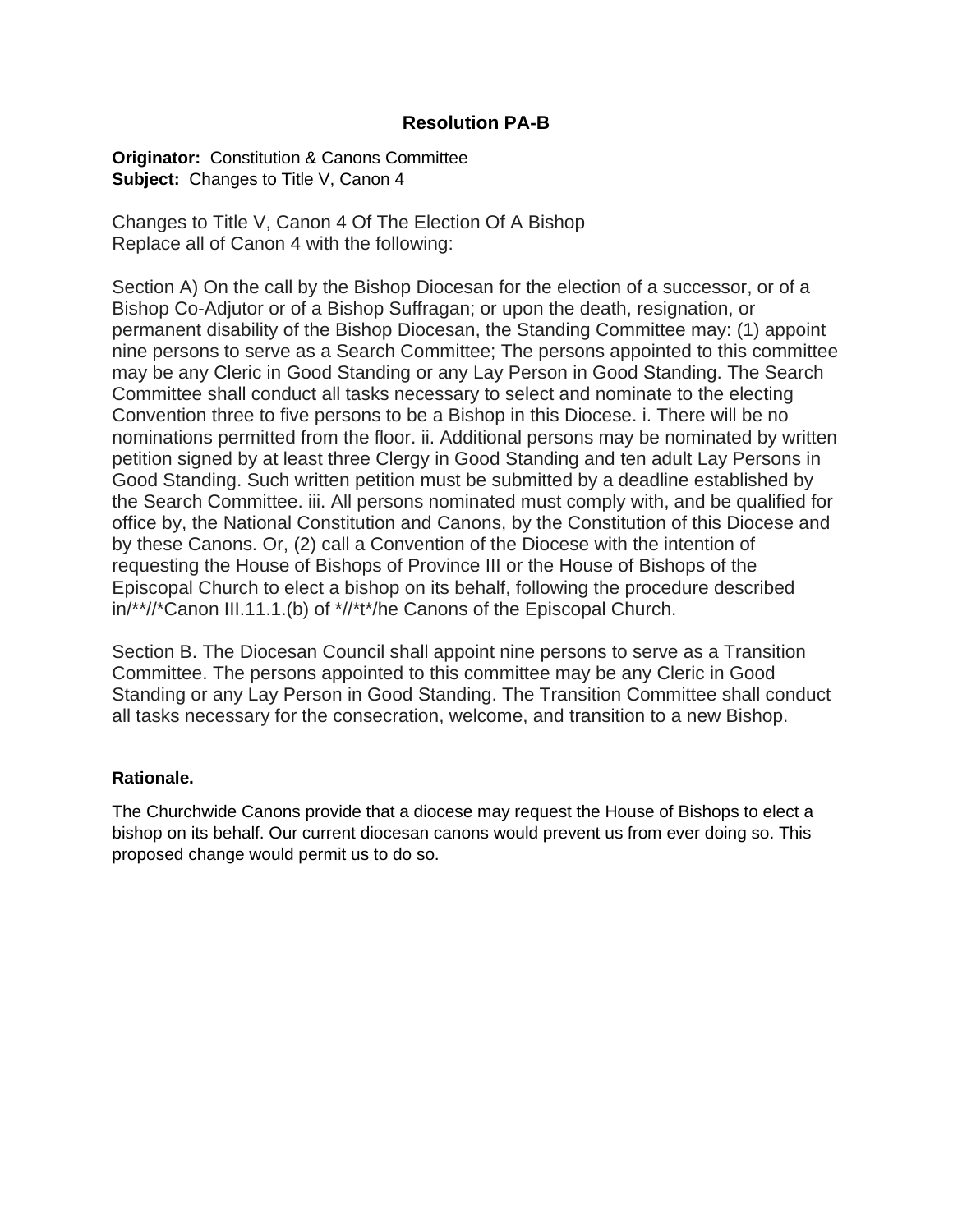## Resolution PA-B

**Originator:** Constitution & Canons Committee
**Subject:** Changes to Title V, Canon 4

Changes to Title V, Canon 4 Of The Election Of A Bishop
Replace all of Canon 4 with the following:

Section A) On the call by the Bishop Diocesan for the election of a successor, or of a Bishop Co-Adjutor or of a Bishop Suffragan; or upon the death, resignation, or permanent disability of the Bishop Diocesan, the Standing Committee may: (1) appoint nine persons to serve as a Search Committee; The persons appointed to this committee may be any Cleric in Good Standing or any Lay Person in Good Standing. The Search Committee shall conduct all tasks necessary to select and nominate to the electing Convention three to five persons to be a Bishop in this Diocese. i. There will be no nominations permitted from the floor. ii. Additional persons may be nominated by written petition signed by at least three Clergy in Good Standing and ten adult Lay Persons in Good Standing. Such written petition must be submitted by a deadline established by the Search Committee. iii. All persons nominated must comply with, and be qualified for office by, the National Constitution and Canons, by the Constitution of this Diocese and by these Canons. Or, (2) call a Convention of the Diocese with the intention of requesting the House of Bishops of Province III or the House of Bishops of the Episcopal Church to elect a bishop on its behalf, following the procedure described in/**//*Canon III.11.1.(b) of */*t*/he Canons of the Episcopal Church.

Section B. The Diocesan Council shall appoint nine persons to serve as a Transition Committee. The persons appointed to this committee may be any Cleric in Good Standing or any Lay Person in Good Standing. The Transition Committee shall conduct all tasks necessary for the consecration, welcome, and transition to a new Bishop.

**Rationale.**

The Churchwide Canons provide that a diocese may request the House of Bishops to elect a bishop on its behalf. Our current diocesan canons would prevent us from ever doing so. This proposed change would permit us to do so.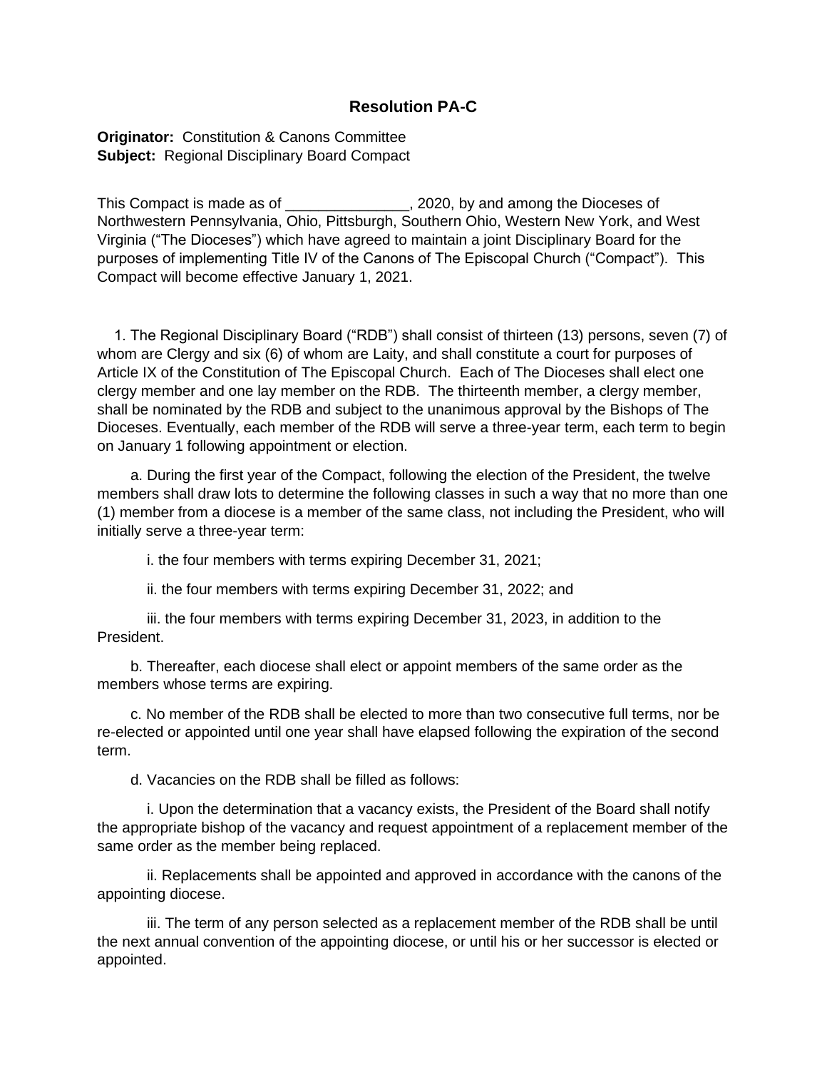## Resolution PA-C

**Originator:** Constitution & Canons Committee
**Subject:** Regional Disciplinary Board Compact

This Compact is made as of _______________, 2020, by and among the Dioceses of Northwestern Pennsylvania, Ohio, Pittsburgh, Southern Ohio, Western New York, and West Virginia ("The Dioceses") which have agreed to maintain a joint Disciplinary Board for the purposes of implementing Title IV of the Canons of The Episcopal Church ("Compact"). This Compact will become effective January 1, 2021.

1. The Regional Disciplinary Board ("RDB") shall consist of thirteen (13) persons, seven (7) of whom are Clergy and six (6) of whom are Laity, and shall constitute a court for purposes of Article IX of the Constitution of The Episcopal Church. Each of The Dioceses shall elect one clergy member and one lay member on the RDB. The thirteenth member, a clergy member, shall be nominated by the RDB and subject to the unanimous approval by the Bishops of The Dioceses. Eventually, each member of the RDB will serve a three-year term, each term to begin on January 1 following appointment or election.

   a. During the first year of the Compact, following the election of the President, the twelve members shall draw lots to determine the following classes in such a way that no more than one (1) member from a diocese is a member of the same class, not including the President, who will initially serve a three-year term:

      i. the four members with terms expiring December 31, 2021;

      ii. the four members with terms expiring December 31, 2022; and

      iii. the four members with terms expiring December 31, 2023, in addition to the President.

   b. Thereafter, each diocese shall elect or appoint members of the same order as the members whose terms are expiring.

   c. No member of the RDB shall be elected to more than two consecutive full terms, nor be re-elected or appointed until one year shall have elapsed following the expiration of the second term.

   d. Vacancies on the RDB shall be filled as follows:

      i. Upon the determination that a vacancy exists, the President of the Board shall notify the appropriate bishop of the vacancy and request appointment of a replacement member of the same order as the member being replaced.

      ii. Replacements shall be appointed and approved in accordance with the canons of the appointing diocese.

      iii. The term of any person selected as a replacement member of the RDB shall be until the next annual convention of the appointing diocese, or until his or her successor is elected or appointed.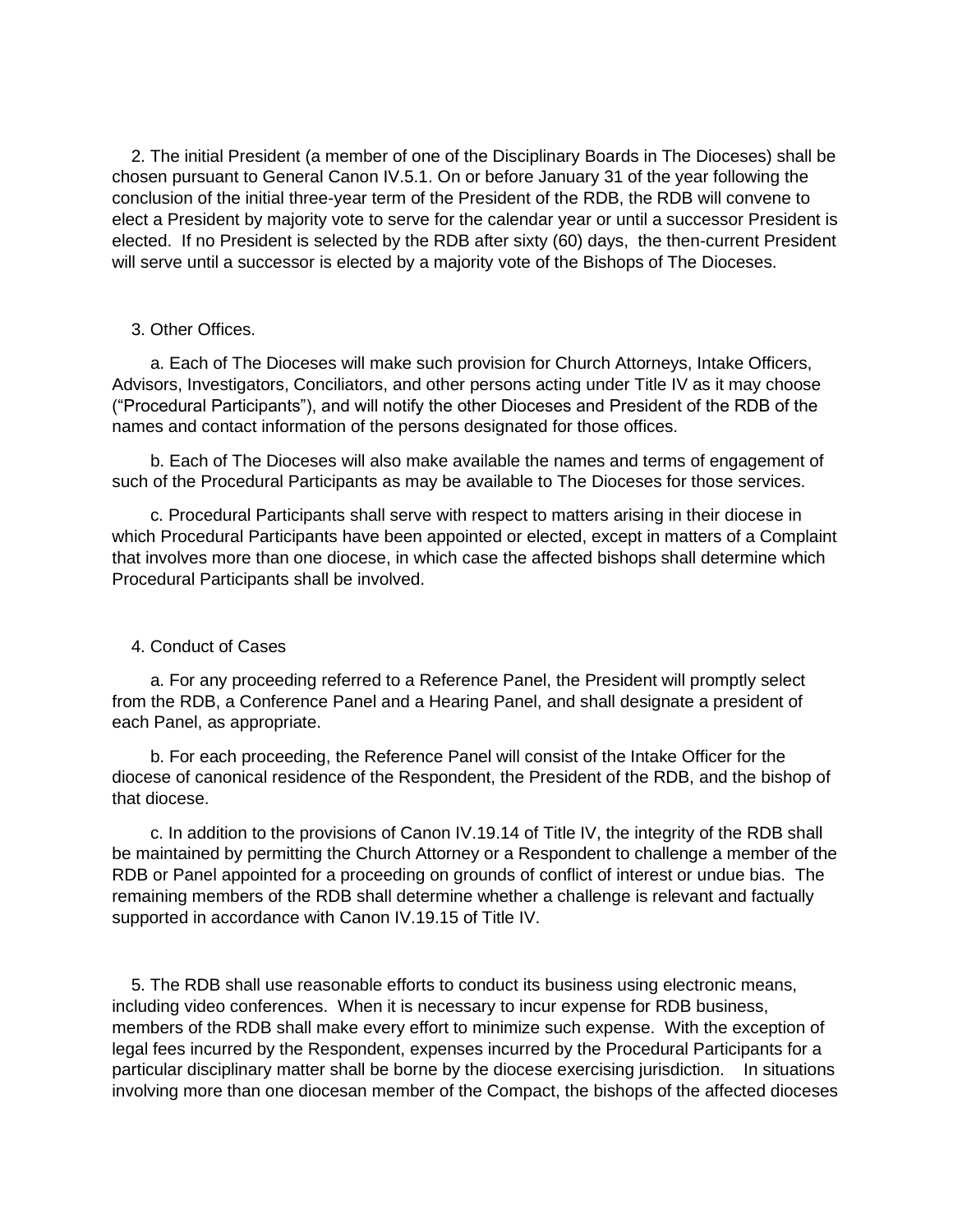2. The initial President (a member of one of the Disciplinary Boards in The Dioceses) shall be chosen pursuant to General Canon IV.5.1. On or before January 31 of the year following the conclusion of the initial three-year term of the President of the RDB, the RDB will convene to elect a President by majority vote to serve for the calendar year or until a successor President is elected. If no President is selected by the RDB after sixty (60) days, the then-current President will serve until a successor is elected by a majority vote of the Bishops of The Dioceses.

3. Other Offices.

a. Each of The Dioceses will make such provision for Church Attorneys, Intake Officers, Advisors, Investigators, Conciliators, and other persons acting under Title IV as it may choose ("Procedural Participants"), and will notify the other Dioceses and President of the RDB of the names and contact information of the persons designated for those offices.

b. Each of The Dioceses will also make available the names and terms of engagement of such of the Procedural Participants as may be available to The Dioceses for those services.

c. Procedural Participants shall serve with respect to matters arising in their diocese in which Procedural Participants have been appointed or elected, except in matters of a Complaint that involves more than one diocese, in which case the affected bishops shall determine which Procedural Participants shall be involved.

4. Conduct of Cases

a. For any proceeding referred to a Reference Panel, the President will promptly select from the RDB, a Conference Panel and a Hearing Panel, and shall designate a president of each Panel, as appropriate.

b. For each proceeding, the Reference Panel will consist of the Intake Officer for the diocese of canonical residence of the Respondent, the President of the RDB, and the bishop of that diocese.

c. In addition to the provisions of Canon IV.19.14 of Title IV, the integrity of the RDB shall be maintained by permitting the Church Attorney or a Respondent to challenge a member of the RDB or Panel appointed for a proceeding on grounds of conflict of interest or undue bias. The remaining members of the RDB shall determine whether a challenge is relevant and factually supported in accordance with Canon IV.19.15 of Title IV.

5. The RDB shall use reasonable efforts to conduct its business using electronic means, including video conferences. When it is necessary to incur expense for RDB business, members of the RDB shall make every effort to minimize such expense. With the exception of legal fees incurred by the Respondent, expenses incurred by the Procedural Participants for a particular disciplinary matter shall be borne by the diocese exercising jurisdiction. In situations involving more than one diocesan member of the Compact, the bishops of the affected dioceses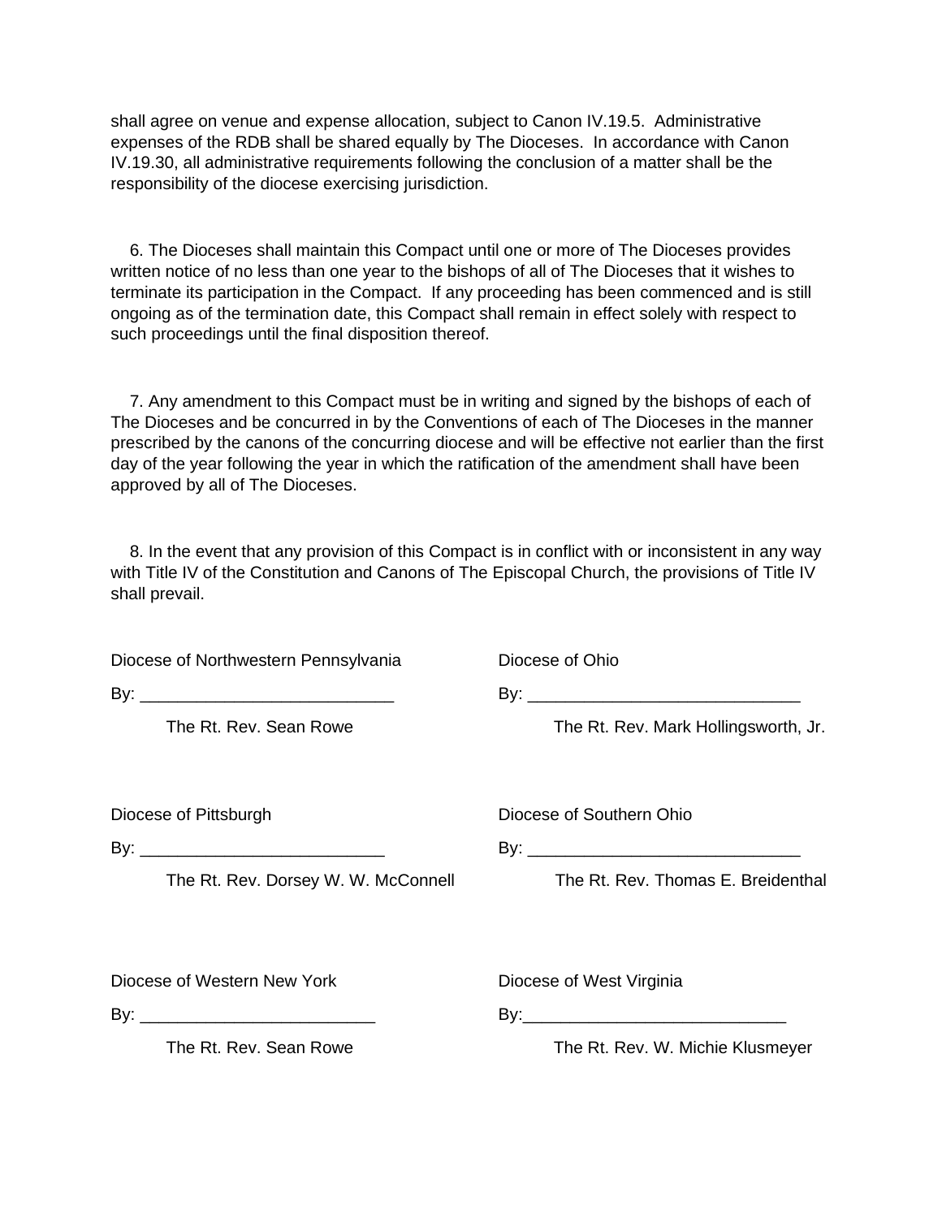shall agree on venue and expense allocation, subject to Canon IV.19.5. Administrative expenses of the RDB shall be shared equally by The Dioceses. In accordance with Canon IV.19.30, all administrative requirements following the conclusion of a matter shall be the responsibility of the diocese exercising jurisdiction.

6. The Dioceses shall maintain this Compact until one or more of The Dioceses provides written notice of no less than one year to the bishops of all of The Dioceses that it wishes to terminate its participation in the Compact. If any proceeding has been commenced and is still ongoing as of the termination date, this Compact shall remain in effect solely with respect to such proceedings until the final disposition thereof.

7. Any amendment to this Compact must be in writing and signed by the bishops of each of The Dioceses and be concurred in by the Conventions of each of The Dioceses in the manner prescribed by the canons of the concurring diocese and will be effective not earlier than the first day of the year following the year in which the ratification of the amendment shall have been approved by all of The Dioceses.

8. In the event that any provision of this Compact is in conflict with or inconsistent in any way with Title IV of the Constitution and Canons of The Episcopal Church, the provisions of Title IV shall prevail.

Diocese of Northwestern Pennsylvania

By: ___________________________

The Rt. Rev. Sean Rowe

Diocese of Ohio

By: _____________________________

The Rt. Rev. Mark Hollingsworth, Jr.

Diocese of Pittsburgh

By: __________________________

The Rt. Rev. Dorsey W. W. McConnell

Diocese of Southern Ohio

By: _____________________________

The Rt. Rev. Thomas E. Breidenthal

Diocese of Western New York

By: _________________________

The Rt. Rev. Sean Rowe

Diocese of West Virginia

By:____________________________

The Rt. Rev. W. Michie Klusmeyer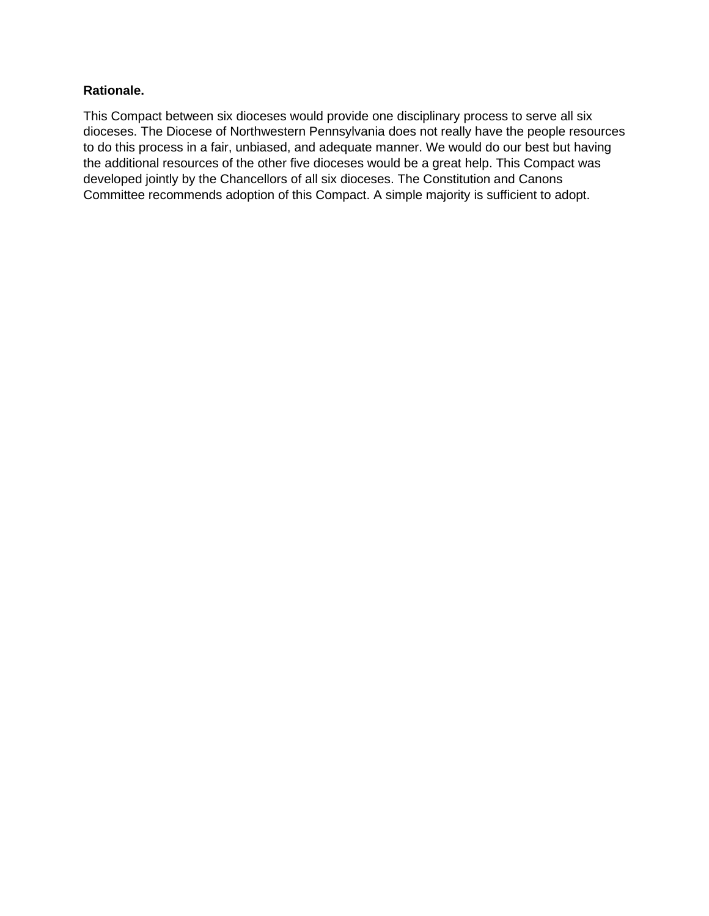**Rationale.**

This Compact between six dioceses would provide one disciplinary process to serve all six dioceses. The Diocese of Northwestern Pennsylvania does not really have the people resources to do this process in a fair, unbiased, and adequate manner. We would do our best but having the additional resources of the other five dioceses would be a great help. This Compact was developed jointly by the Chancellors of all six dioceses. The Constitution and Canons Committee recommends adoption of this Compact. A simple majority is sufficient to adopt.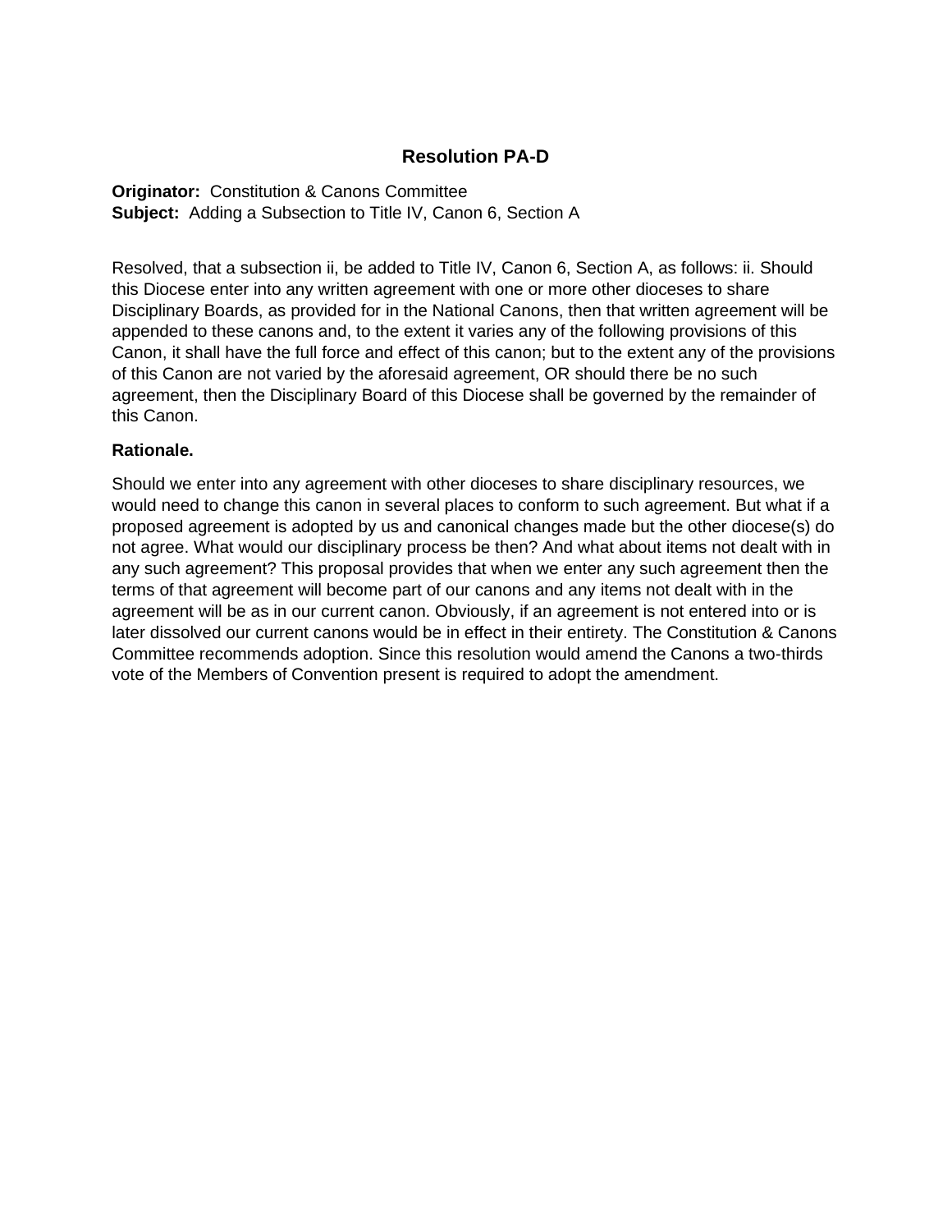# Resolution PA-D

**Originator:** Constitution & Canons Committee
**Subject:** Adding a Subsection to Title IV, Canon 6, Section A

Resolved, that a subsection ii, be added to Title IV, Canon 6, Section A, as follows: ii. Should this Diocese enter into any written agreement with one or more other dioceses to share Disciplinary Boards, as provided for in the National Canons, then that written agreement will be appended to these canons and, to the extent it varies any of the following provisions of this Canon, it shall have the full force and effect of this canon; but to the extent any of the provisions of this Canon are not varied by the aforesaid agreement, OR should there be no such agreement, then the Disciplinary Board of this Diocese shall be governed by the remainder of this Canon.

**Rationale.**

Should we enter into any agreement with other dioceses to share disciplinary resources, we would need to change this canon in several places to conform to such agreement. But what if a proposed agreement is adopted by us and canonical changes made but the other diocese(s) do not agree. What would our disciplinary process be then? And what about items not dealt with in any such agreement? This proposal provides that when we enter any such agreement then the terms of that agreement will become part of our canons and any items not dealt with in the agreement will be as in our current canon. Obviously, if an agreement is not entered into or is later dissolved our current canons would be in effect in their entirety. The Constitution & Canons Committee recommends adoption. Since this resolution would amend the Canons a two-thirds vote of the Members of Convention present is required to adopt the amendment.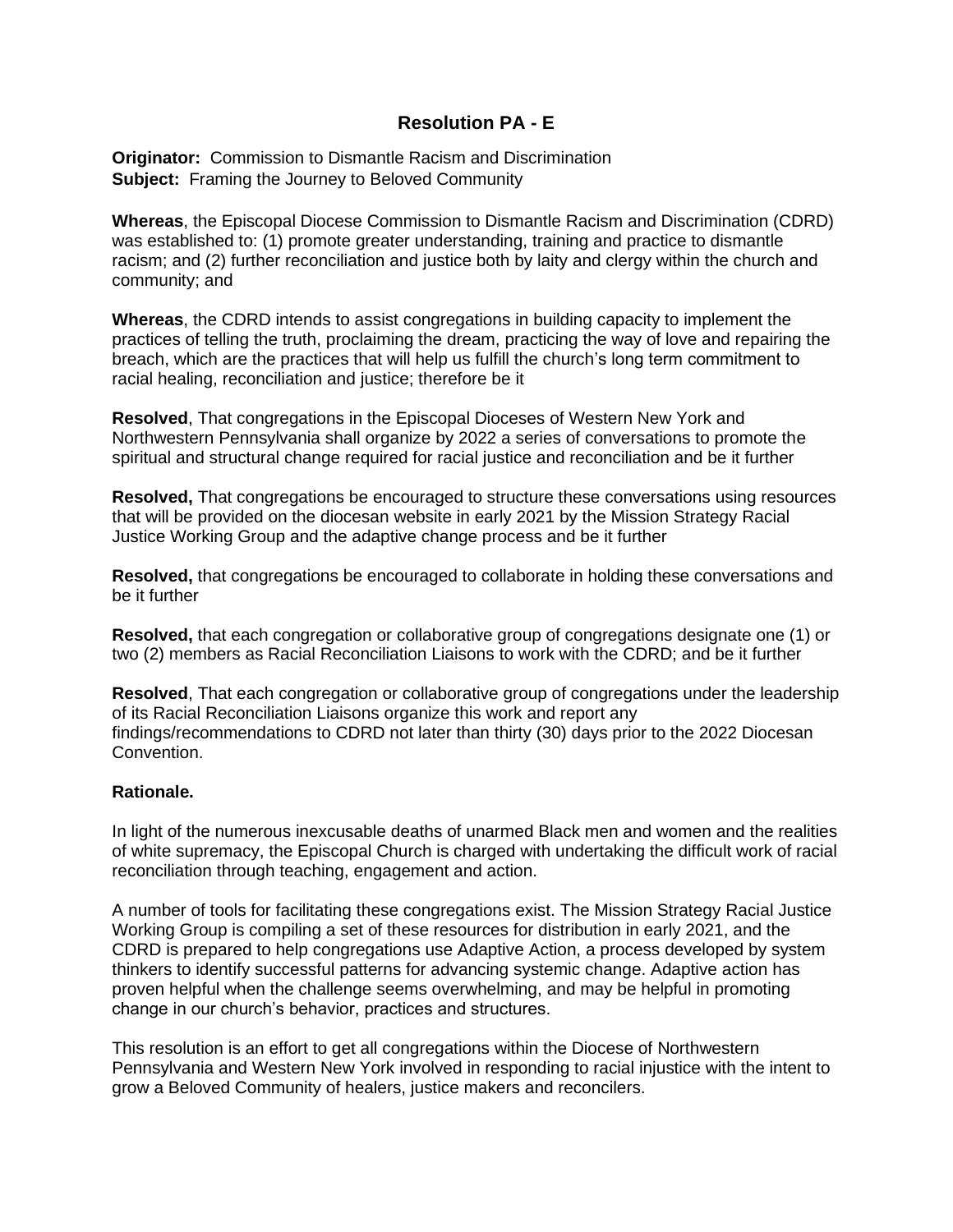# Resolution PA - E

**Originator:** Commission to Dismantle Racism and Discrimination
**Subject:** Framing the Journey to Beloved Community

**Whereas**, the Episcopal Diocese Commission to Dismantle Racism and Discrimination (CDRD) was established to: (1) promote greater understanding, training and practice to dismantle racism; and (2) further reconciliation and justice both by laity and clergy within the church and community; and

**Whereas**, the CDRD intends to assist congregations in building capacity to implement the practices of telling the truth, proclaiming the dream, practicing the way of love and repairing the breach, which are the practices that will help us fulfill the church's long term commitment to racial healing, reconciliation and justice; therefore be it

**Resolved**, That congregations in the Episcopal Dioceses of Western New York and Northwestern Pennsylvania shall organize by 2022 a series of conversations to promote the spiritual and structural change required for racial justice and reconciliation and be it further

**Resolved,** That congregations be encouraged to structure these conversations using resources that will be provided on the diocesan website in early 2021 by the Mission Strategy Racial Justice Working Group and the adaptive change process and be it further

**Resolved,** that congregations be encouraged to collaborate in holding these conversations and be it further

**Resolved,** that each congregation or collaborative group of congregations designate one (1) or two (2) members as Racial Reconciliation Liaisons to work with the CDRD; and be it further

**Resolved**, That each congregation or collaborative group of congregations under the leadership of its Racial Reconciliation Liaisons organize this work and report any findings/recommendations to CDRD not later than thirty (30) days prior to the 2022 Diocesan Convention.

**Rationale.**

In light of the numerous inexcusable deaths of unarmed Black men and women and the realities of white supremacy, the Episcopal Church is charged with undertaking the difficult work of racial reconciliation through teaching, engagement and action.

A number of tools for facilitating these congregations exist. The Mission Strategy Racial Justice Working Group is compiling a set of these resources for distribution in early 2021, and the CDRD is prepared to help congregations use Adaptive Action, a process developed by system thinkers to identify successful patterns for advancing systemic change. Adaptive action has proven helpful when the challenge seems overwhelming, and may be helpful in promoting change in our church's behavior, practices and structures.

This resolution is an effort to get all congregations within the Diocese of Northwestern Pennsylvania and Western New York involved in responding to racial injustice with the intent to grow a Beloved Community of healers, justice makers and reconcilers.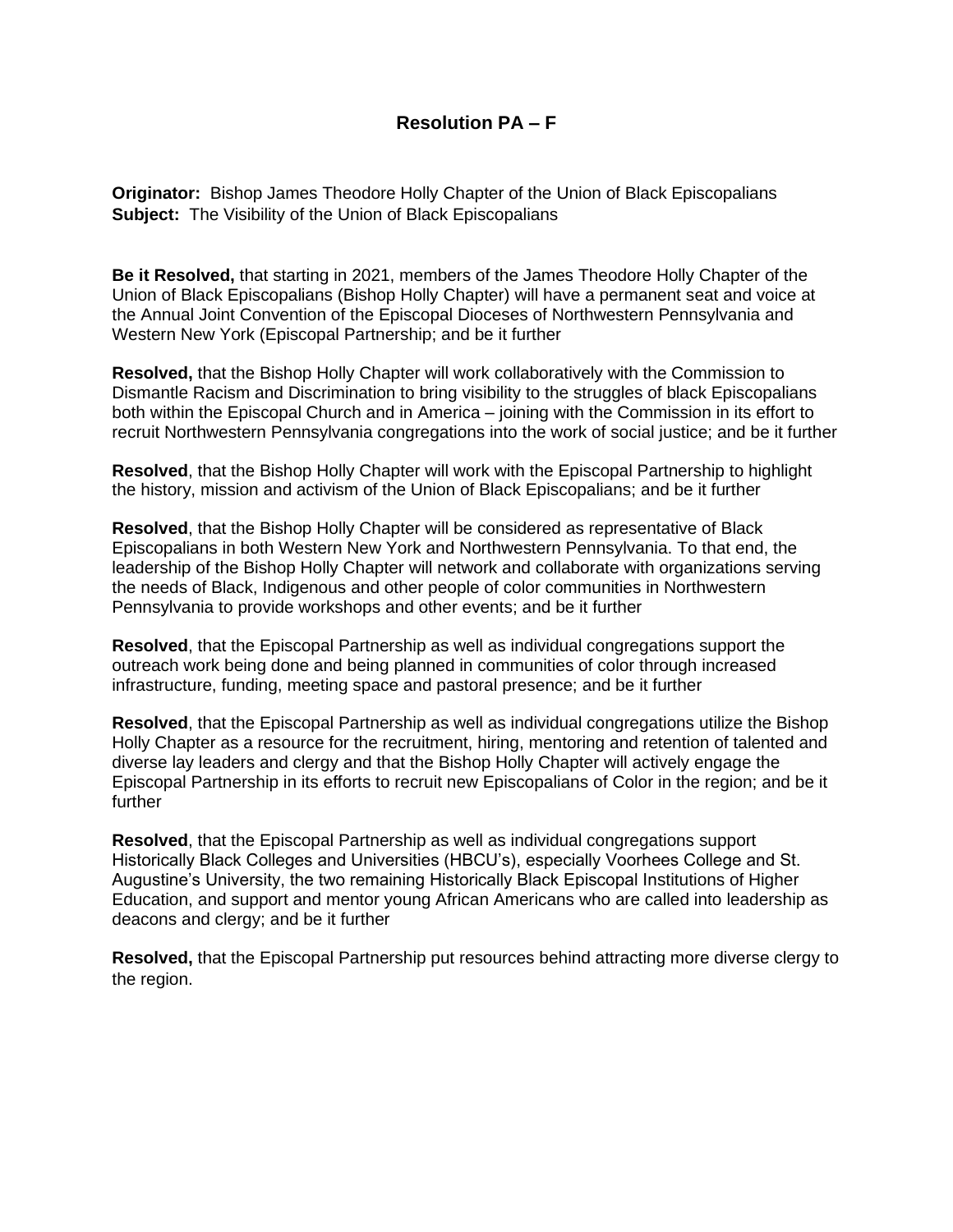## Resolution PA – F

**Originator:** Bishop James Theodore Holly Chapter of the Union of Black Episcopalians
**Subject:** The Visibility of the Union of Black Episcopalians

**Be it Resolved,** that starting in 2021, members of the James Theodore Holly Chapter of the Union of Black Episcopalians (Bishop Holly Chapter) will have a permanent seat and voice at the Annual Joint Convention of the Episcopal Dioceses of Northwestern Pennsylvania and Western New York (Episcopal Partnership; and be it further

**Resolved,** that the Bishop Holly Chapter will work collaboratively with the Commission to Dismantle Racism and Discrimination to bring visibility to the struggles of black Episcopalians both within the Episcopal Church and in America – joining with the Commission in its effort to recruit Northwestern Pennsylvania congregations into the work of social justice; and be it further

**Resolved**, that the Bishop Holly Chapter will work with the Episcopal Partnership to highlight the history, mission and activism of the Union of Black Episcopalians; and be it further

**Resolved**, that the Bishop Holly Chapter will be considered as representative of Black Episcopalians in both Western New York and Northwestern Pennsylvania. To that end, the leadership of the Bishop Holly Chapter will network and collaborate with organizations serving the needs of Black, Indigenous and other people of color communities in Northwestern Pennsylvania to provide workshops and other events; and be it further

**Resolved**, that the Episcopal Partnership as well as individual congregations support the outreach work being done and being planned in communities of color through increased infrastructure, funding, meeting space and pastoral presence; and be it further

**Resolved**, that the Episcopal Partnership as well as individual congregations utilize the Bishop Holly Chapter as a resource for the recruitment, hiring, mentoring and retention of talented and diverse lay leaders and clergy and that the Bishop Holly Chapter will actively engage the Episcopal Partnership in its efforts to recruit new Episcopalians of Color in the region; and be it further

**Resolved**, that the Episcopal Partnership as well as individual congregations support Historically Black Colleges and Universities (HBCU's), especially Voorhees College and St. Augustine's University, the two remaining Historically Black Episcopal Institutions of Higher Education, and support and mentor young African Americans who are called into leadership as deacons and clergy; and be it further

**Resolved,** that the Episcopal Partnership put resources behind attracting more diverse clergy to the region.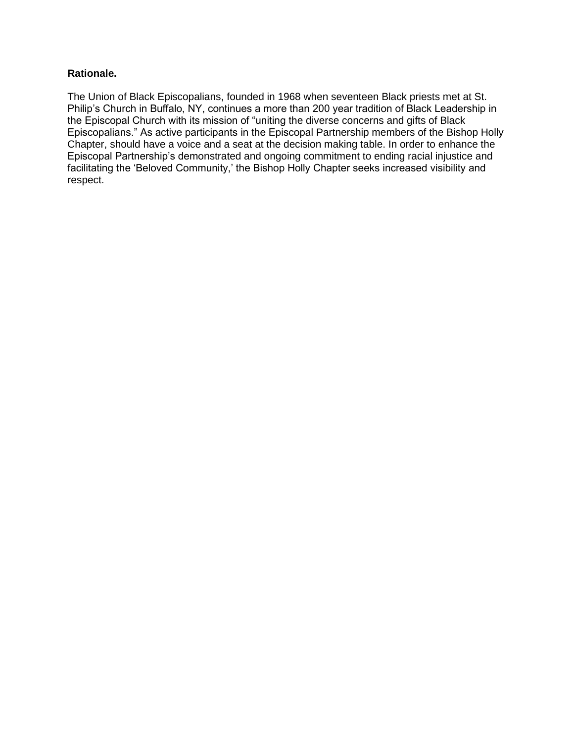**Rationale.**

The Union of Black Episcopalians, founded in 1968 when seventeen Black priests met at St. Philip's Church in Buffalo, NY, continues a more than 200 year tradition of Black Leadership in the Episcopal Church with its mission of "uniting the diverse concerns and gifts of Black Episcopalians." As active participants in the Episcopal Partnership members of the Bishop Holly Chapter, should have a voice and a seat at the decision making table. In order to enhance the Episcopal Partnership's demonstrated and ongoing commitment to ending racial injustice and facilitating the 'Beloved Community,' the Bishop Holly Chapter seeks increased visibility and respect.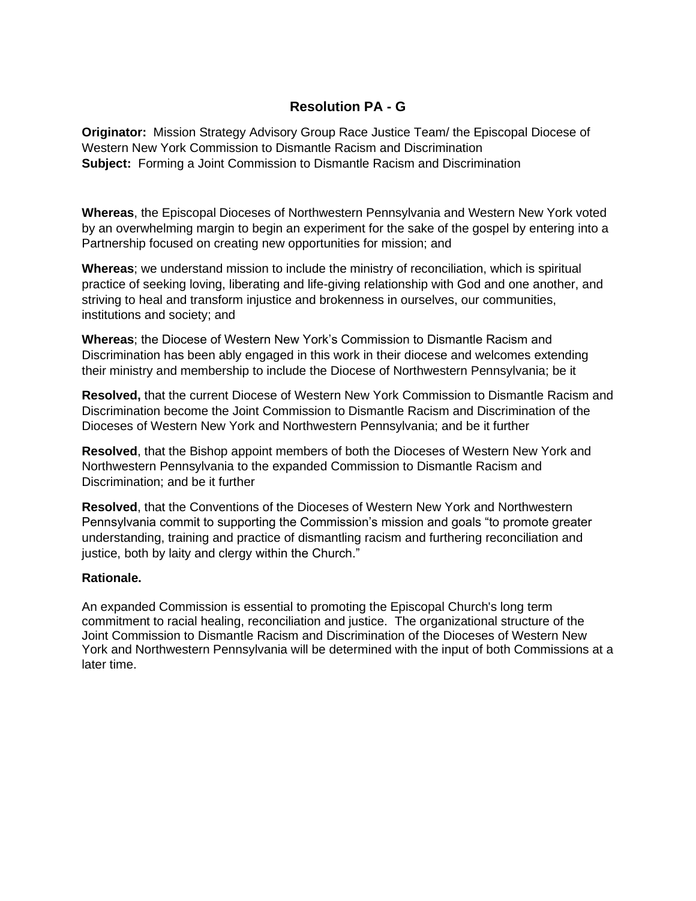## Resolution PA - G

**Originator:** Mission Strategy Advisory Group Race Justice Team/ the Episcopal Diocese of Western New York Commission to Dismantle Racism and Discrimination
**Subject:** Forming a Joint Commission to Dismantle Racism and Discrimination

**Whereas**, the Episcopal Dioceses of Northwestern Pennsylvania and Western New York voted by an overwhelming margin to begin an experiment for the sake of the gospel by entering into a Partnership focused on creating new opportunities for mission; and

**Whereas**; we understand mission to include the ministry of reconciliation, which is spiritual practice of seeking loving, liberating and life-giving relationship with God and one another, and striving to heal and transform injustice and brokenness in ourselves, our communities, institutions and society; and

**Whereas**; the Diocese of Western New York's Commission to Dismantle Racism and Discrimination has been ably engaged in this work in their diocese and welcomes extending their ministry and membership to include the Diocese of Northwestern Pennsylvania; be it

**Resolved,** that the current Diocese of Western New York Commission to Dismantle Racism and Discrimination become the Joint Commission to Dismantle Racism and Discrimination of the Dioceses of Western New York and Northwestern Pennsylvania; and be it further

**Resolved**, that the Bishop appoint members of both the Dioceses of Western New York and Northwestern Pennsylvania to the expanded Commission to Dismantle Racism and Discrimination; and be it further

**Resolved**, that the Conventions of the Dioceses of Western New York and Northwestern Pennsylvania commit to supporting the Commission's mission and goals "to promote greater understanding, training and practice of dismantling racism and furthering reconciliation and justice, both by laity and clergy within the Church."

**Rationale.**

An expanded Commission is essential to promoting the Episcopal Church's long term commitment to racial healing, reconciliation and justice. The organizational structure of the Joint Commission to Dismantle Racism and Discrimination of the Dioceses of Western New York and Northwestern Pennsylvania will be determined with the input of both Commissions at a later time.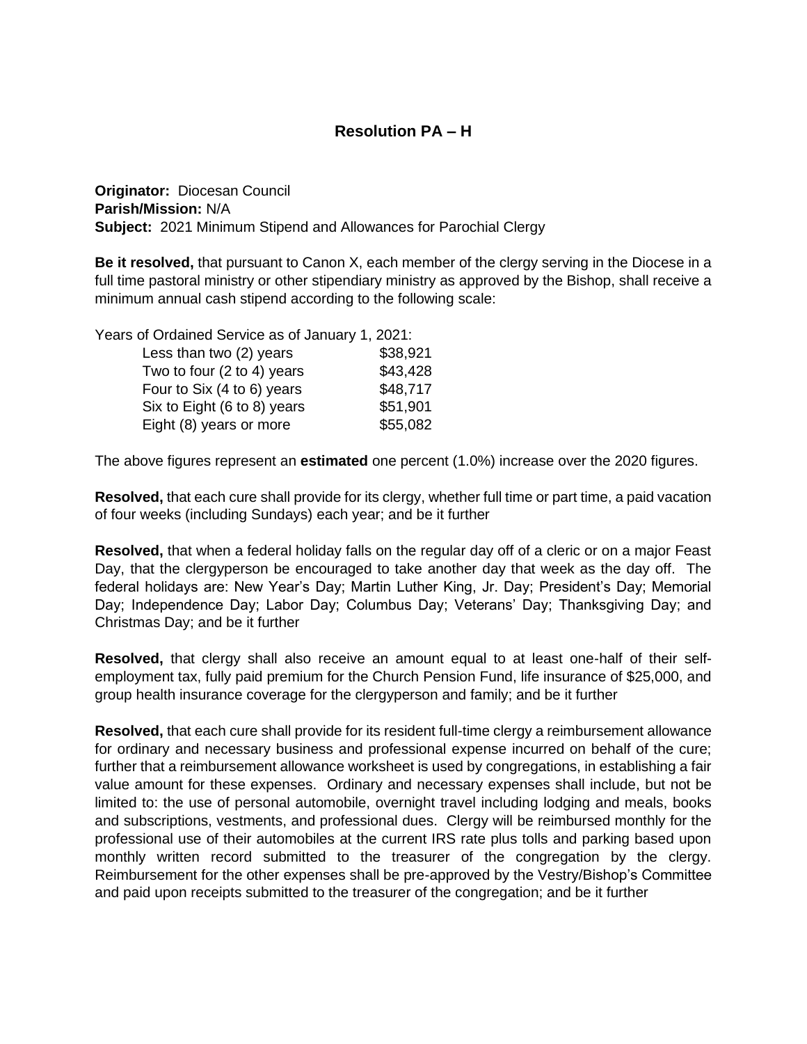## Resolution PA – H

**Originator:** Diocesan Council
**Parish/Mission:** N/A
**Subject:** 2021 Minimum Stipend and Allowances for Parochial Clergy

**Be it resolved,** that pursuant to Canon X, each member of the clergy serving in the Diocese in a full time pastoral ministry or other stipendiary ministry as approved by the Bishop, shall receive a minimum annual cash stipend according to the following scale:

Years of Ordained Service as of January 1, 2021:

| | |
|---|---|
| Less than two (2) years | $38,921 |
| Two to four (2 to 4) years | $43,428 |
| Four to Six (4 to 6) years | $48,717 |
| Six to Eight (6 to 8) years | $51,901 |
| Eight (8) years or more | $55,082 |

The above figures represent an **estimated** one percent (1.0%) increase over the 2020 figures.

**Resolved,** that each cure shall provide for its clergy, whether full time or part time, a paid vacation of four weeks (including Sundays) each year; and be it further

**Resolved,** that when a federal holiday falls on the regular day off of a cleric or on a major Feast Day, that the clergyperson be encouraged to take another day that week as the day off. The federal holidays are: New Year's Day; Martin Luther King, Jr. Day; President's Day; Memorial Day; Independence Day; Labor Day; Columbus Day; Veterans' Day; Thanksgiving Day; and Christmas Day; and be it further

**Resolved,** that clergy shall also receive an amount equal to at least one-half of their self-employment tax, fully paid premium for the Church Pension Fund, life insurance of $25,000, and group health insurance coverage for the clergyperson and family; and be it further

**Resolved,** that each cure shall provide for its resident full-time clergy a reimbursement allowance for ordinary and necessary business and professional expense incurred on behalf of the cure; further that a reimbursement allowance worksheet is used by congregations, in establishing a fair value amount for these expenses. Ordinary and necessary expenses shall include, but not be limited to: the use of personal automobile, overnight travel including lodging and meals, books and subscriptions, vestments, and professional dues. Clergy will be reimbursed monthly for the professional use of their automobiles at the current IRS rate plus tolls and parking based upon monthly written record submitted to the treasurer of the congregation by the clergy. Reimbursement for the other expenses shall be pre-approved by the Vestry/Bishop's Committee and paid upon receipts submitted to the treasurer of the congregation; and be it further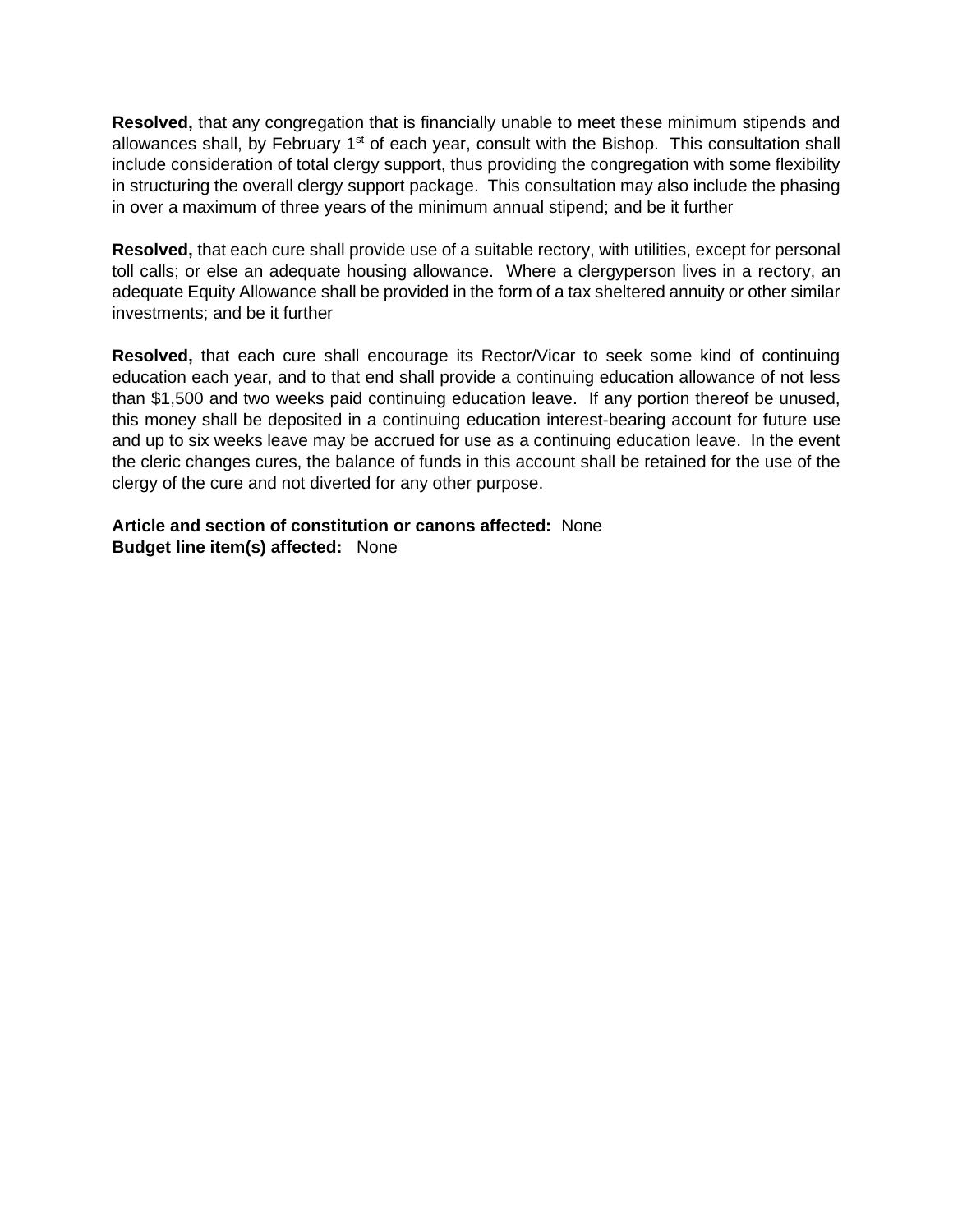**Resolved,** that any congregation that is financially unable to meet these minimum stipends and allowances shall, by February 1st of each year, consult with the Bishop. This consultation shall include consideration of total clergy support, thus providing the congregation with some flexibility in structuring the overall clergy support package. This consultation may also include the phasing in over a maximum of three years of the minimum annual stipend; and be it further

**Resolved,** that each cure shall provide use of a suitable rectory, with utilities, except for personal toll calls; or else an adequate housing allowance. Where a clergyperson lives in a rectory, an adequate Equity Allowance shall be provided in the form of a tax sheltered annuity or other similar investments; and be it further

**Resolved,** that each cure shall encourage its Rector/Vicar to seek some kind of continuing education each year, and to that end shall provide a continuing education allowance of not less than $1,500 and two weeks paid continuing education leave. If any portion thereof be unused, this money shall be deposited in a continuing education interest-bearing account for future use and up to six weeks leave may be accrued for use as a continuing education leave. In the event the cleric changes cures, the balance of funds in this account shall be retained for the use of the clergy of the cure and not diverted for any other purpose.

**Article and section of constitution or canons affected:** None
**Budget line item(s) affected:** None